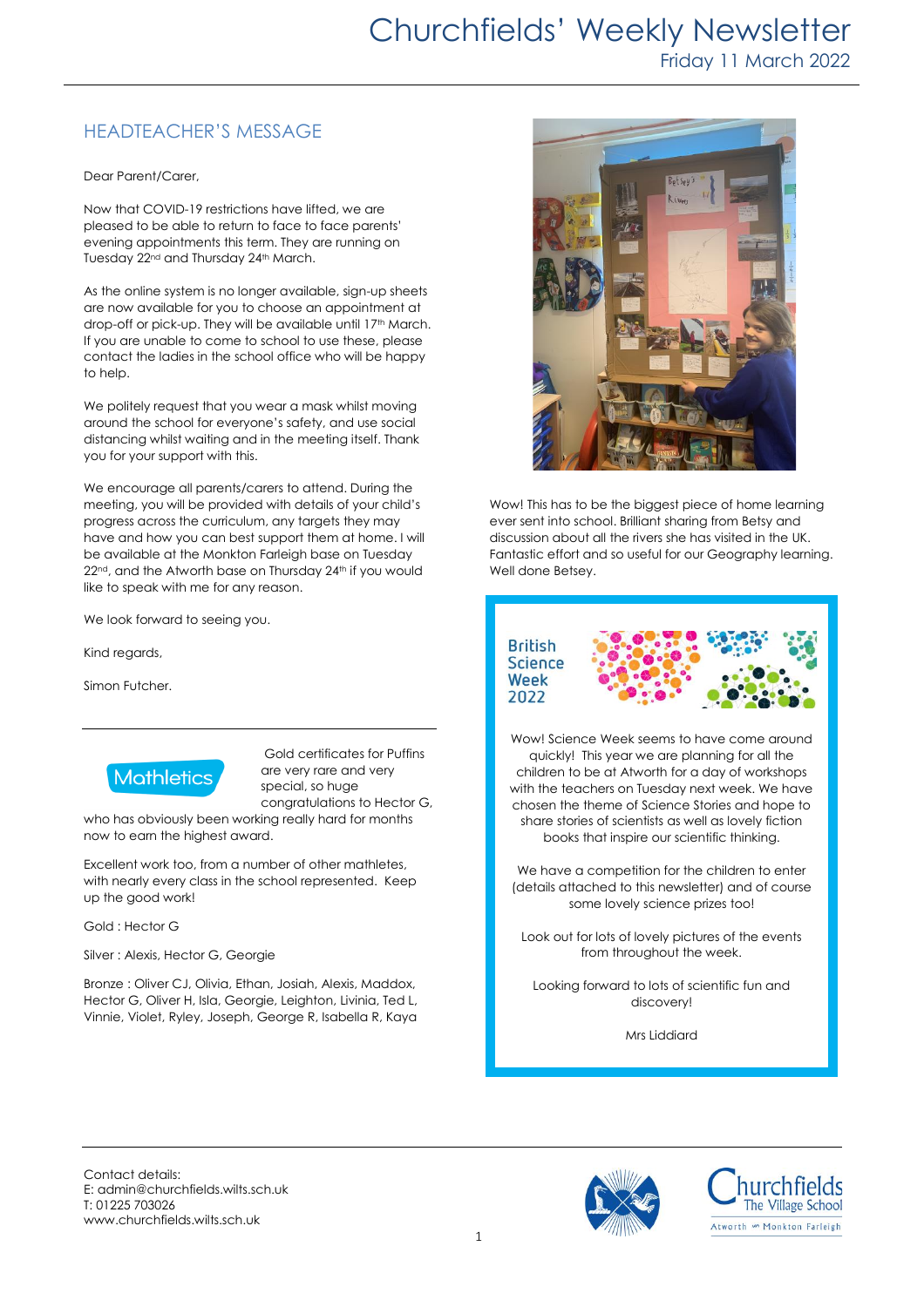# Churchfields' Weekly Newsletter

Friday 11 March 2022

## HEADTEACHER'S MESSAGE

Dear Parent/Carer,

Now that COVID-19 restrictions have lifted, we are pleased to be able to return to face to face parents' evening appointments this term. They are running on Tuesday 22nd and Thursday 24th March.

As the online system is no longer available, sign-up sheets are now available for you to choose an appointment at drop-off or pick-up. They will be available until 17th March. If you are unable to come to school to use these, please contact the ladies in the school office who will be happy to help.

We politely request that you wear a mask whilst moving around the school for everyone's safety, and use social distancing whilst waiting and in the meeting itself. Thank you for your support with this.

We encourage all parents/carers to attend. During the meeting, you will be provided with details of your child's progress across the curriculum, any targets they may have and how you can best support them at home. I will be available at the Monkton Farleigh base on Tuesday 22nd, and the Atworth base on Thursday 24th if you would like to speak with me for any reason.

We look forward to seeing you.

Kind regards,

Simon Futcher.

---

Mathletics

Gold certificates for Puffins are very rare and very special, so huge congratulations to Hector G, who has obviously been working really hard for months now to earn the highest award.

Excellent work too, from a number of other mathletes, with nearly every class in the school represented. Keep up the good work!

Gold : Hector G

Silver : Alexis, Hector G, Georgie

Bronze : Oliver CJ, Olivia, Ethan, Josiah, Alexis, Maddox, Hector G, Oliver H, Isla, Georgie, Leighton, Livinia, Ted L, Vinnie, Violet, Ryley, Joseph, George R, Isabella R, Kaya

---

Wow! This has to be the biggest piece of home learning ever sent into school. Brilliant sharing from Betsy and discussion about all the rivers she has visited in the UK. Fantastic effort and so useful for our Geography learning. Well done Betsey.

## British Science Week 2022

Wow! Science Week seems to have come around quickly! This year we are planning for all the children to be at Atworth for a day of workshops with the teachers on Tuesday next week. We have chosen the theme of Science Stories and hope to share stories of scientists as well as lovely fiction books that inspire our scientific thinking.

We have a competition for the children to enter (details attached to this newsletter) and of course some lovely science prizes too!

Look out for lots of lovely pictures of the events from throughout the week.

Looking forward to lots of scientific fun and discovery!

Mrs Liddiard

---

Contact details:
E: admin@churchfields.wilts.sch.uk
T: 01225 703026
www.churchfields.wilts.sch.uk

Churchfields The Village School
Atworth and Monkton Farleigh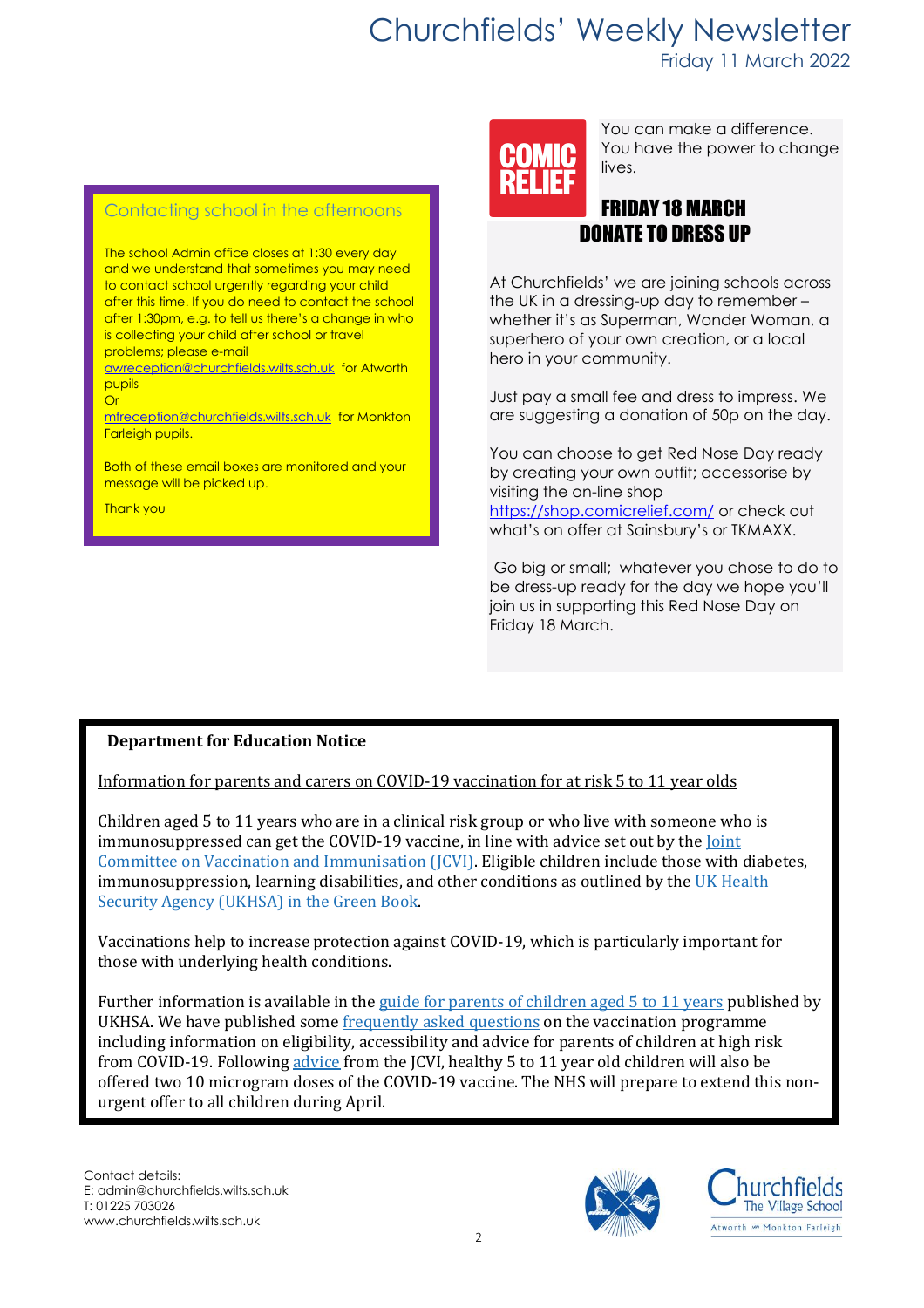## Contacting school in the afternoons

The school Admin office closes at 1:30 every day and we understand that sometimes you may need to contact school urgently regarding your child after this time. If you do need to contact the school after 1:30pm, e.g. to tell us there's a change in who is collecting your child after school or travel problems; please e-mail awreception@churchfields.wilts.sch.uk for Atworth pupils
Or
mfreception@churchfields.wilts.sch.uk for Monkton Farleigh pupils.

Both of these email boxes are monitored and your message will be picked up.

Thank you

**COMIC RELIEF**

You can make a difference. You have the power to change lives.

## FRIDAY 18 MARCH DONATE TO DRESS UP

At Churchfields' we are joining schools across the UK in a dressing-up day to remember – whether it's as Superman, Wonder Woman, a superhero of your own creation, or a local hero in your community.

Just pay a small fee and dress to impress. We are suggesting a donation of 50p on the day.

You can choose to get Red Nose Day ready by creating your own outfit; accessorise by visiting the on-line shop https://shop.comicrelief.com/ or check out what's on offer at Sainsbury's or TKMAXX.

Go big or small; whatever you chose to do to be dress-up ready for the day we hope you'll join us in supporting this Red Nose Day on Friday 18 March.

**Department for Education Notice**

Information for parents and carers on COVID-19 vaccination for at risk 5 to 11 year olds

Children aged 5 to 11 years who are in a clinical risk group or who live with someone who is immunosuppressed can get the COVID-19 vaccine, in line with advice set out by the Joint Committee on Vaccination and Immunisation (JCVI). Eligible children include those with diabetes, immunosuppression, learning disabilities, and other conditions as outlined by the UK Health Security Agency (UKHSA) in the Green Book.

Vaccinations help to increase protection against COVID-19, which is particularly important for those with underlying health conditions.

Further information is available in the guide for parents of children aged 5 to 11 years published by UKHSA. We have published some frequently asked questions on the vaccination programme including information on eligibility, accessibility and advice for parents of children at high risk from COVID-19. Following advice from the JCVI, healthy 5 to 11 year old children will also be offered two 10 microgram doses of the COVID-19 vaccine. The NHS will prepare to extend this non-urgent offer to all children during April.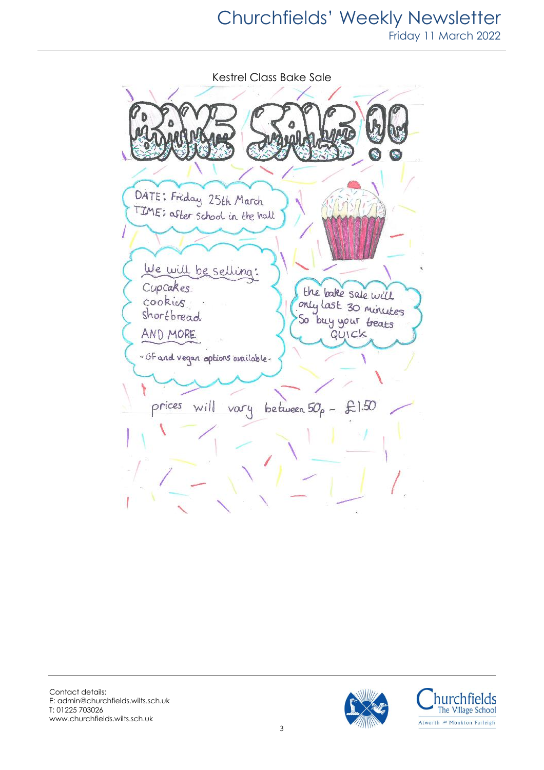## Kestrel Class Bake Sale

# BAKE SALE!!

DATE: Friday 25th March
TIME: after school in the hall

We will be selling:

- Cupcakes
- cookies
- Shortbread
- AND MORE

- GF and vegan options available -

the bake sale will only last 30 minutes So buy your treats QUICK

prices will vary between 50p - £1.50

Contact details:
E: admin@churchfields.wilts.sch.uk
T: 01225 703026
www.churchfields.wilts.sch.uk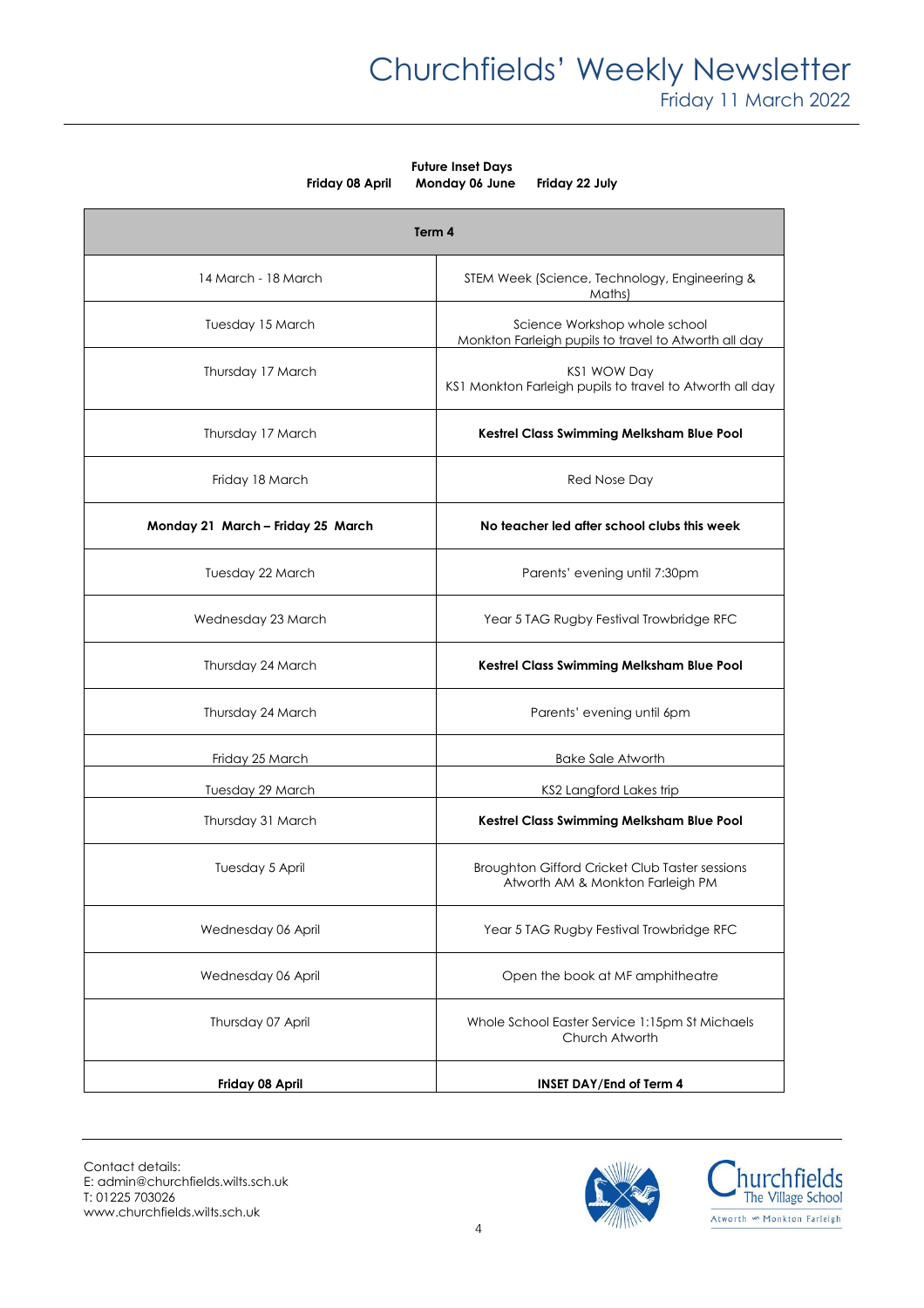**Future Inset Days**

**Friday 08 April** **Monday 06 June** **Friday 22 July**

| **Term 4** | |
|---|---|
| 14 March - 18 March | STEM Week (Science, Technology, Engineering & Maths) |
| Tuesday 15 March | Science Workshop whole school<br>Monkton Farleigh pupils to travel to Atworth all day |
| Thursday 17 March | KS1 WOW Day<br>KS1 Monkton Farleigh pupils to travel to Atworth all day |
| Thursday 17 March | **Kestrel Class Swimming Melksham Blue Pool** |
| Friday 18 March | Red Nose Day |
| **Monday 21 March – Friday 25 March** | **No teacher led after school clubs this week** |
| Tuesday 22 March | Parents' evening until 7:30pm |
| Wednesday 23 March | Year 5 TAG Rugby Festival Trowbridge RFC |
| Thursday 24 March | **Kestrel Class Swimming Melksham Blue Pool** |
| Thursday 24 March | Parents' evening until 6pm |
| Friday 25 March | Bake Sale Atworth |
| Tuesday 29 March | KS2 Langford Lakes trip |
| Thursday 31 March | **Kestrel Class Swimming Melksham Blue Pool** |
| Tuesday 5 April | Broughton Gifford Cricket Club Taster sessions<br>Atworth AM & Monkton Farleigh PM |
| Wednesday 06 April | Year 5 TAG Rugby Festival Trowbridge RFC |
| Wednesday 06 April | Open the book at MF amphitheatre |
| Thursday 07 April | Whole School Easter Service 1:15pm St Michaels Church Atworth |
| **Friday 08 April** | **INSET DAY/End of Term 4** |

Contact details:
E: admin@churchfields.wilts.sch.uk
T: 01225 703026
www.churchfields.wilts.sch.uk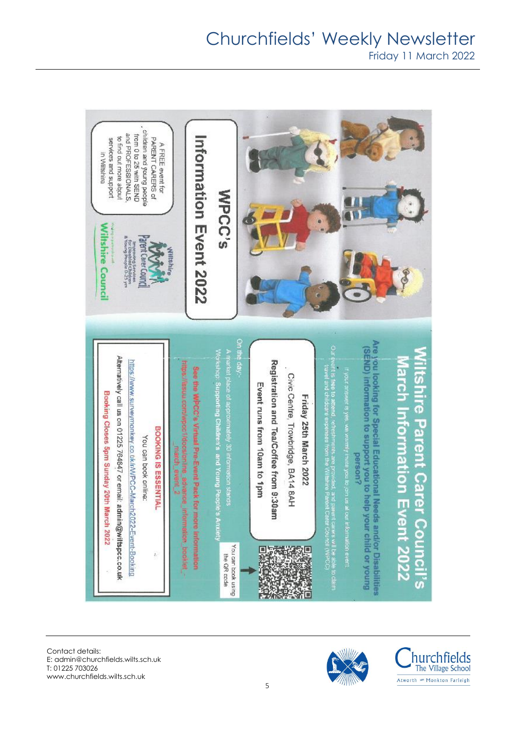# Wiltshire Parent Carer Council's March Information Event 2022

**Are you looking for Special Educational Needs and/or Disabilities (SEND) information to support you to help your child or young person?**

If your answer is yes, we warmly invite you to join us at our information event.

Our event is free to attend, refreshments are provided, and parent carers will be able to claim travel and childcare expenses from the Wiltshire Parent Carer Council (WPCC)

**Friday 25th March 2022**

Civic Centre, Trowbridge, BA14 8AH

**Registration and Tea/Coffee from 9:30am**

**Event runs from 10am to 1pm**

You can book using the QR code

On the day:-

A market place of approximately 30 information stands

Workshop: **Supporting Children's and Young People's Anxiety**

**See the WPCC's Virtual Pre-Event Pack for more information**

https://issuu.com/wpcc1/docs/online_advance_information_booklet_-_march_event_2

**BOOKING IS ESSENTIAL**

You can book online:

https://www.surveymonkey.co.uk/r/WPCC-March2022-Event-Booking

Alternatively call us on 01225 764647 or email: **admin@wiltspcc.co.uk**

**Booking Closes 5pm Sunday 20th March 2022**

## WPCC's Information Event 2022

A FREE event for PARENT CARERS of children and young people from 0 to 25 with SEND and PROFESSIONALS, to find out more about services and support in Wiltshire

Wiltshire Parent Carer Council – Improving Services for Disabled Children & Young People 0-25 yrs

Working in partnership with Wiltshire Council

Contact details:
E: admin@churchfields.wilts.sch.uk
T: 01225 703026
www.churchfields.wilts.sch.uk